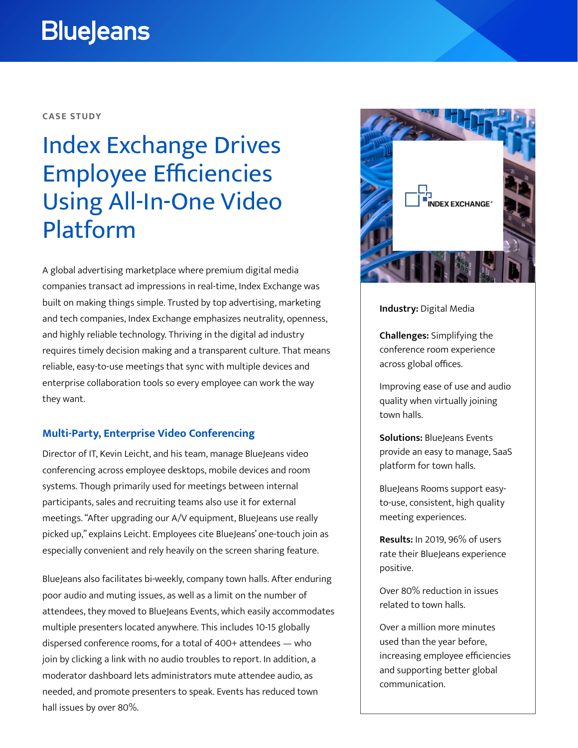BlueJeans

CASE STUDY

# Index Exchange Drives Employee Efficiencies Using All-In-One Video Platform

A global advertising marketplace where premium digital media companies transact ad impressions in real-time, Index Exchange was built on making things simple. Trusted by top advertising, marketing and tech companies, Index Exchange emphasizes neutrality, openness, and highly reliable technology. Thriving in the digital ad industry requires timely decision making and a transparent culture. That means reliable, easy-to-use meetings that sync with multiple devices and enterprise collaboration tools so every employee can work the way they want.

## Multi-Party, Enterprise Video Conferencing

Director of IT, Kevin Leicht, and his team, manage BlueJeans video conferencing across employee desktops, mobile devices and room systems. Though primarily used for meetings between internal participants, sales and recruiting teams also use it for external meetings. "After upgrading our A/V equipment, BlueJeans use really picked up," explains Leicht. Employees cite BlueJeans' one-touch join as especially convenient and rely heavily on the screen sharing feature.

BlueJeans also facilitates bi-weekly, company town halls. After enduring poor audio and muting issues, as well as a limit on the number of attendees, they moved to BlueJeans Events, which easily accommodates multiple presenters located anywhere. This includes 10-15 globally dispersed conference rooms, for a total of 400+ attendees — who join by clicking a link with no audio troubles to report. In addition, a moderator dashboard lets administrators mute attendee audio, as needed, and promote presenters to speak. Events has reduced town hall issues by over 80%.

INDEX EXCHANGE®

**Industry:** Digital Media

**Challenges:** Simplifying the conference room experience across global offices.

Improving ease of use and audio quality when virtually joining town halls.

**Solutions:** BlueJeans Events provide an easy to manage, SaaS platform for town halls.

BlueJeans Rooms support easy-to-use, consistent, high quality meeting experiences.

**Results:** In 2019, 96% of users rate their BlueJeans experience positive.

Over 80% reduction in issues related to town halls.

Over a million more minutes used than the year before, increasing employee efficiencies and supporting better global communication.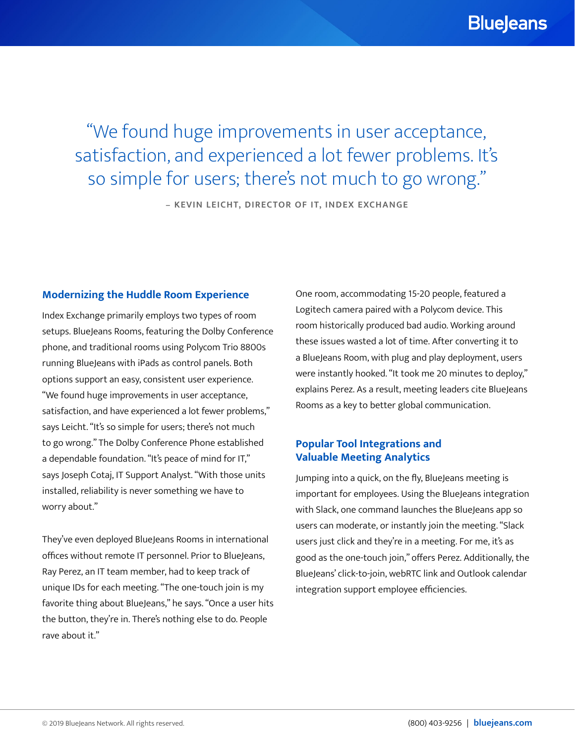> "We found huge improvements in user acceptance, satisfaction, and experienced a lot fewer problems. It's so simple for users; there's not much to go wrong."
>
> – KEVIN LEICHT, DIRECTOR OF IT, INDEX EXCHANGE

## Modernizing the Huddle Room Experience

Index Exchange primarily employs two types of room setups. BlueJeans Rooms, featuring the Dolby Conference phone, and traditional rooms using Polycom Trio 8800s running BlueJeans with iPads as control panels. Both options support an easy, consistent user experience. "We found huge improvements in user acceptance, satisfaction, and have experienced a lot fewer problems," says Leicht. "It's so simple for users; there's not much to go wrong." The Dolby Conference Phone established a dependable foundation. "It's peace of mind for IT," says Joseph Cotaj, IT Support Analyst. "With those units installed, reliability is never something we have to worry about."

They've even deployed BlueJeans Rooms in international offices without remote IT personnel. Prior to BlueJeans, Ray Perez, an IT team member, had to keep track of unique IDs for each meeting. "The one-touch join is my favorite thing about BlueJeans," he says. "Once a user hits the button, they're in. There's nothing else to do. People rave about it."

One room, accommodating 15-20 people, featured a Logitech camera paired with a Polycom device. This room historically produced bad audio. Working around these issues wasted a lot of time. After converting it to a BlueJeans Room, with plug and play deployment, users were instantly hooked. "It took me 20 minutes to deploy," explains Perez. As a result, meeting leaders cite BlueJeans Rooms as a key to better global communication.

## Popular Tool Integrations and Valuable Meeting Analytics

Jumping into a quick, on the fly, BlueJeans meeting is important for employees. Using the BlueJeans integration with Slack, one command launches the BlueJeans app so users can moderate, or instantly join the meeting. "Slack users just click and they're in a meeting. For me, it's as good as the one-touch join," offers Perez. Additionally, the BlueJeans' click-to-join, webRTC link and Outlook calendar integration support employee efficiencies.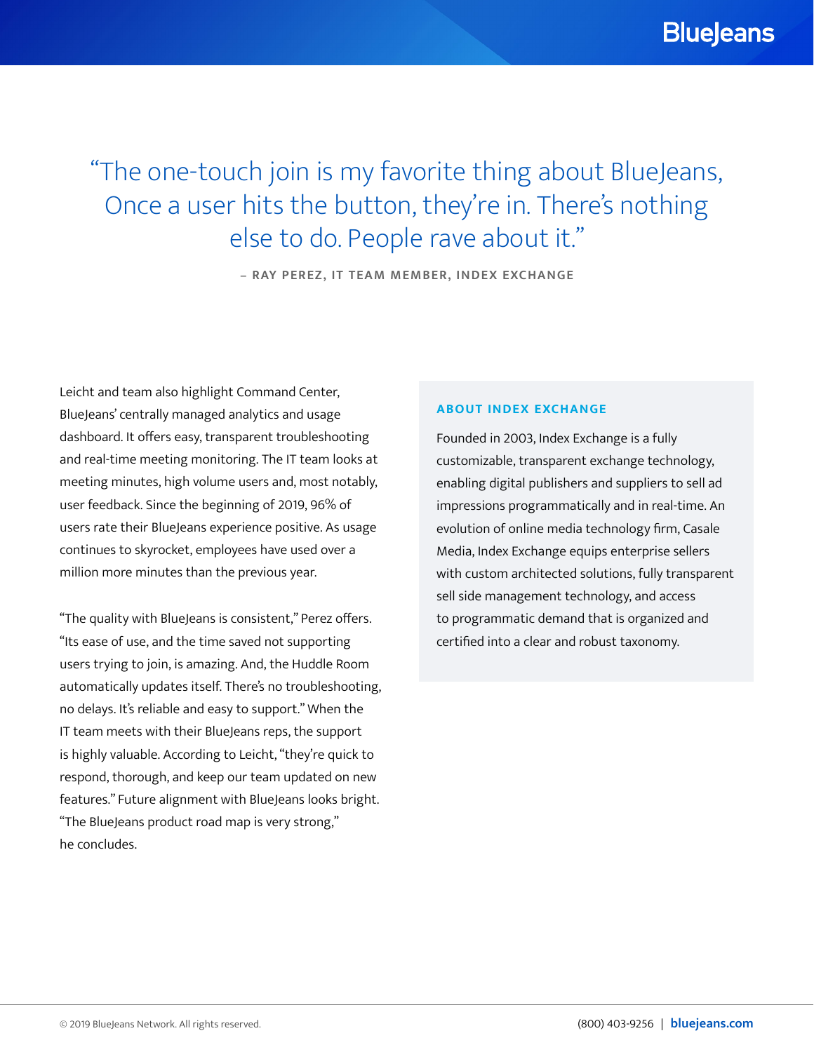> "The one-touch join is my favorite thing about BlueJeans, Once a user hits the button, they're in. There's nothing else to do. People rave about it."
>
> – RAY PEREZ, IT TEAM MEMBER, INDEX EXCHANGE

Leicht and team also highlight Command Center, BlueJeans' centrally managed analytics and usage dashboard. It offers easy, transparent troubleshooting and real-time meeting monitoring. The IT team looks at meeting minutes, high volume users and, most notably, user feedback. Since the beginning of 2019, 96% of users rate their BlueJeans experience positive. As usage continues to skyrocket, employees have used over a million more minutes than the previous year.

"The quality with BlueJeans is consistent," Perez offers. "Its ease of use, and the time saved not supporting users trying to join, is amazing. And, the Huddle Room automatically updates itself. There's no troubleshooting, no delays. It's reliable and easy to support." When the IT team meets with their BlueJeans reps, the support is highly valuable. According to Leicht, "they're quick to respond, thorough, and keep our team updated on new features." Future alignment with BlueJeans looks bright. "The BlueJeans product road map is very strong," he concludes.

### ABOUT INDEX EXCHANGE

Founded in 2003, Index Exchange is a fully customizable, transparent exchange technology, enabling digital publishers and suppliers to sell ad impressions programmatically and in real-time. An evolution of online media technology firm, Casale Media, Index Exchange equips enterprise sellers with custom architected solutions, fully transparent sell side management technology, and access to programmatic demand that is organized and certified into a clear and robust taxonomy.